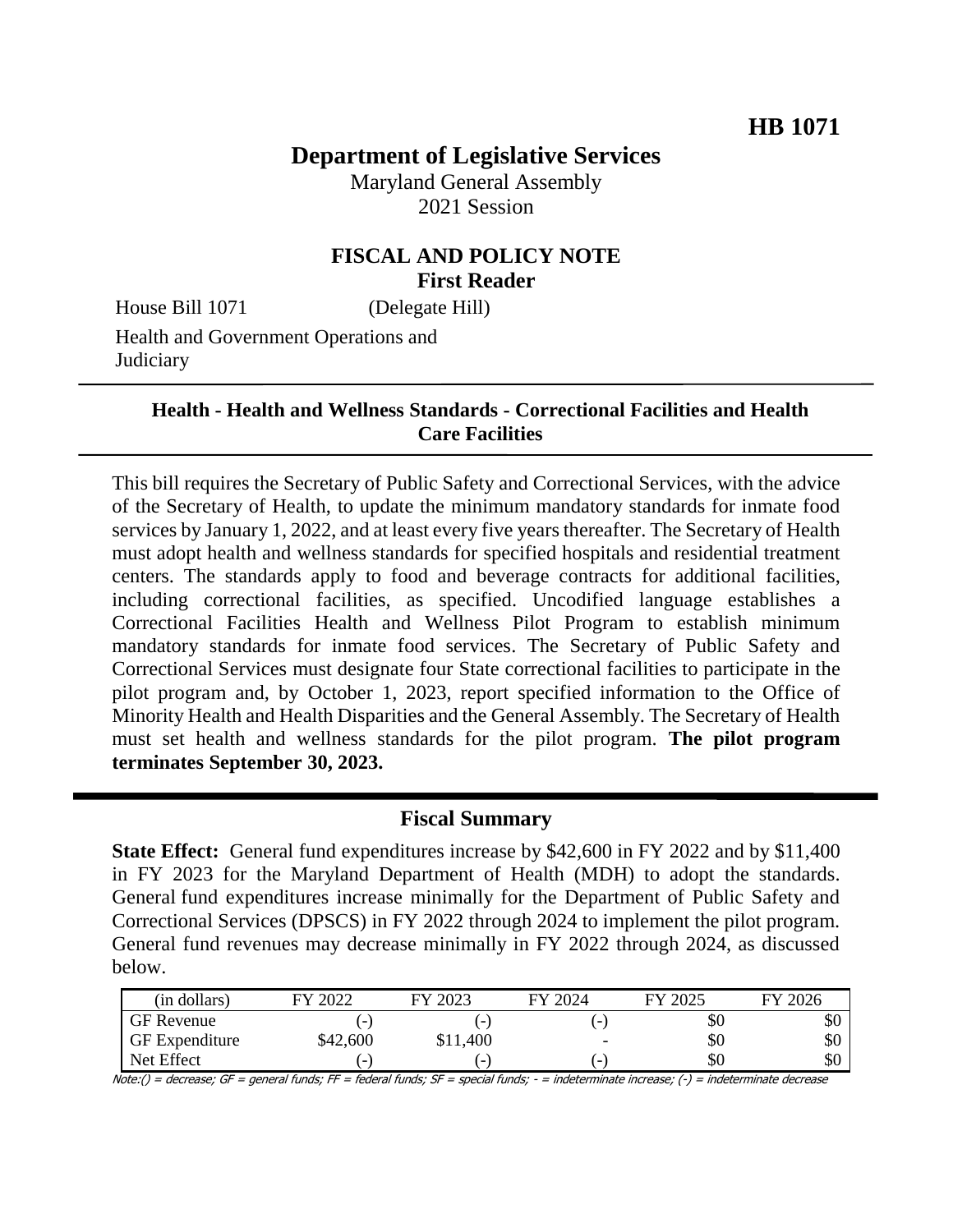**HB 1071**

# Department of Legislative Services

Maryland General Assembly
2021 Session

## FISCAL AND POLICY NOTE
**First Reader**

House Bill 1071 (Delegate Hill)

Health and Government Operations and Judiciary

---

### Health - Health and Wellness Standards - Correctional Facilities and Health Care Facilities

---

This bill requires the Secretary of Public Safety and Correctional Services, with the advice of the Secretary of Health, to update the minimum mandatory standards for inmate food services by January 1, 2022, and at least every five years thereafter. The Secretary of Health must adopt health and wellness standards for specified hospitals and residential treatment centers. The standards apply to food and beverage contracts for additional facilities, including correctional facilities, as specified. Uncodified language establishes a Correctional Facilities Health and Wellness Pilot Program to establish minimum mandatory standards for inmate food services. The Secretary of Public Safety and Correctional Services must designate four State correctional facilities to participate in the pilot program and, by October 1, 2023, report specified information to the Office of Minority Health and Health Disparities and the General Assembly. The Secretary of Health must set health and wellness standards for the pilot program. **The pilot program terminates September 30, 2023.**

---

### Fiscal Summary

**State Effect:** General fund expenditures increase by $42,600 in FY 2022 and by $11,400 in FY 2023 for the Maryland Department of Health (MDH) to adopt the standards. General fund expenditures increase minimally for the Department of Public Safety and Correctional Services (DPSCS) in FY 2022 through 2024 to implement the pilot program. General fund revenues may decrease minimally in FY 2022 through 2024, as discussed below.

| (in dollars) | FY 2022 | FY 2023 | FY 2024 | FY 2025 | FY 2026 |
|---|---|---|---|---|---|
| GF Revenue | (-) | (-) | (-) | $0 | $0 |
| GF Expenditure | $42,600 | $11,400 | - | $0 | $0 |
| Net Effect | (-) | (-) | (-) | $0 | $0 |

Note:() = decrease; GF = general funds; FF = federal funds; SF = special funds; - = indeterminate increase; (-) = indeterminate decrease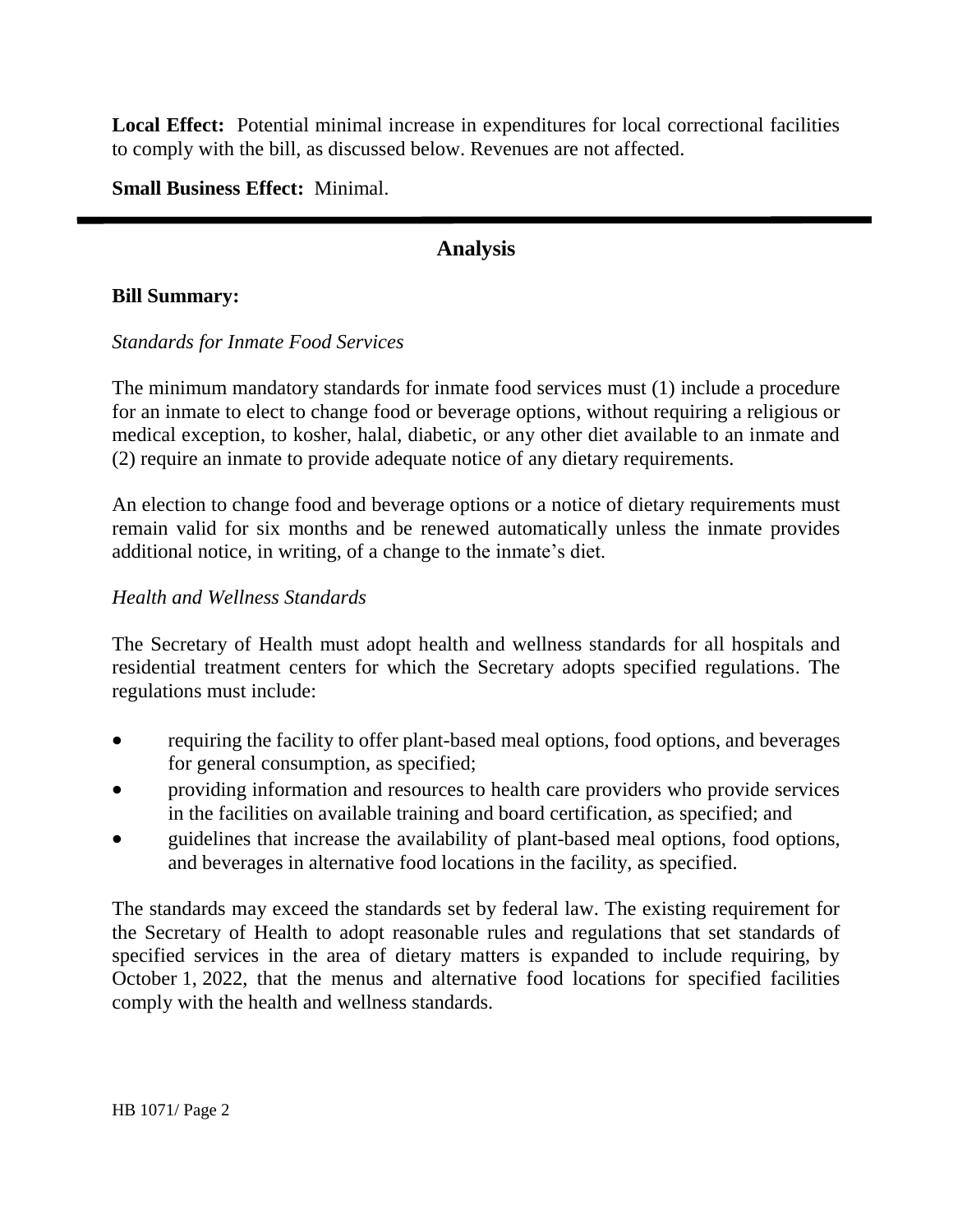**Local Effect:** Potential minimal increase in expenditures for local correctional facilities to comply with the bill, as discussed below. Revenues are not affected.

**Small Business Effect:** Minimal.

---

## Analysis

**Bill Summary:**

*Standards for Inmate Food Services*

The minimum mandatory standards for inmate food services must (1) include a procedure for an inmate to elect to change food or beverage options, without requiring a religious or medical exception, to kosher, halal, diabetic, or any other diet available to an inmate and (2) require an inmate to provide adequate notice of any dietary requirements.

An election to change food and beverage options or a notice of dietary requirements must remain valid for six months and be renewed automatically unless the inmate provides additional notice, in writing, of a change to the inmate's diet.

*Health and Wellness Standards*

The Secretary of Health must adopt health and wellness standards for all hospitals and residential treatment centers for which the Secretary adopts specified regulations. The regulations must include:

- requiring the facility to offer plant-based meal options, food options, and beverages for general consumption, as specified;
- providing information and resources to health care providers who provide services in the facilities on available training and board certification, as specified; and
- guidelines that increase the availability of plant-based meal options, food options, and beverages in alternative food locations in the facility, as specified.

The standards may exceed the standards set by federal law. The existing requirement for the Secretary of Health to adopt reasonable rules and regulations that set standards of specified services in the area of dietary matters is expanded to include requiring, by October 1, 2022, that the menus and alternative food locations for specified facilities comply with the health and wellness standards.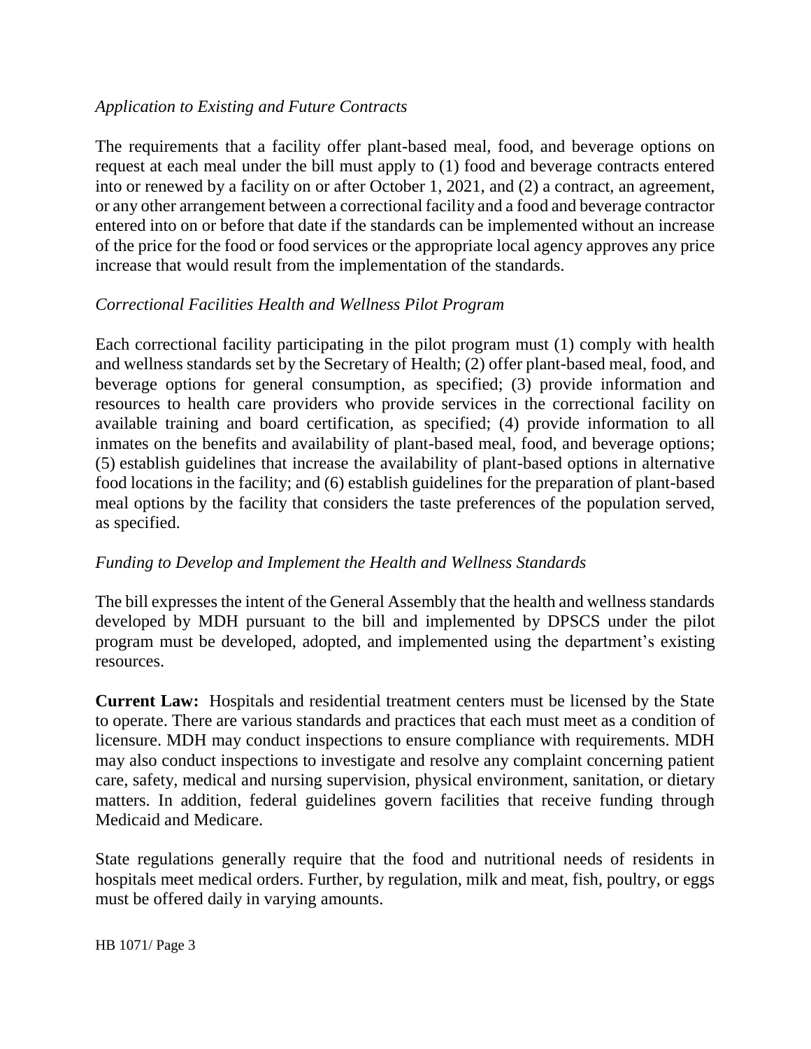*Application to Existing and Future Contracts*

The requirements that a facility offer plant-based meal, food, and beverage options on request at each meal under the bill must apply to (1) food and beverage contracts entered into or renewed by a facility on or after October 1, 2021, and (2) a contract, an agreement, or any other arrangement between a correctional facility and a food and beverage contractor entered into on or before that date if the standards can be implemented without an increase of the price for the food or food services or the appropriate local agency approves any price increase that would result from the implementation of the standards.

*Correctional Facilities Health and Wellness Pilot Program*

Each correctional facility participating in the pilot program must (1) comply with health and wellness standards set by the Secretary of Health; (2) offer plant-based meal, food, and beverage options for general consumption, as specified; (3) provide information and resources to health care providers who provide services in the correctional facility on available training and board certification, as specified; (4) provide information to all inmates on the benefits and availability of plant-based meal, food, and beverage options; (5) establish guidelines that increase the availability of plant-based options in alternative food locations in the facility; and (6) establish guidelines for the preparation of plant-based meal options by the facility that considers the taste preferences of the population served, as specified.

*Funding to Develop and Implement the Health and Wellness Standards*

The bill expresses the intent of the General Assembly that the health and wellness standards developed by MDH pursuant to the bill and implemented by DPSCS under the pilot program must be developed, adopted, and implemented using the department's existing resources.

**Current Law:** Hospitals and residential treatment centers must be licensed by the State to operate. There are various standards and practices that each must meet as a condition of licensure. MDH may conduct inspections to ensure compliance with requirements. MDH may also conduct inspections to investigate and resolve any complaint concerning patient care, safety, medical and nursing supervision, physical environment, sanitation, or dietary matters. In addition, federal guidelines govern facilities that receive funding through Medicaid and Medicare.

State regulations generally require that the food and nutritional needs of residents in hospitals meet medical orders. Further, by regulation, milk and meat, fish, poultry, or eggs must be offered daily in varying amounts.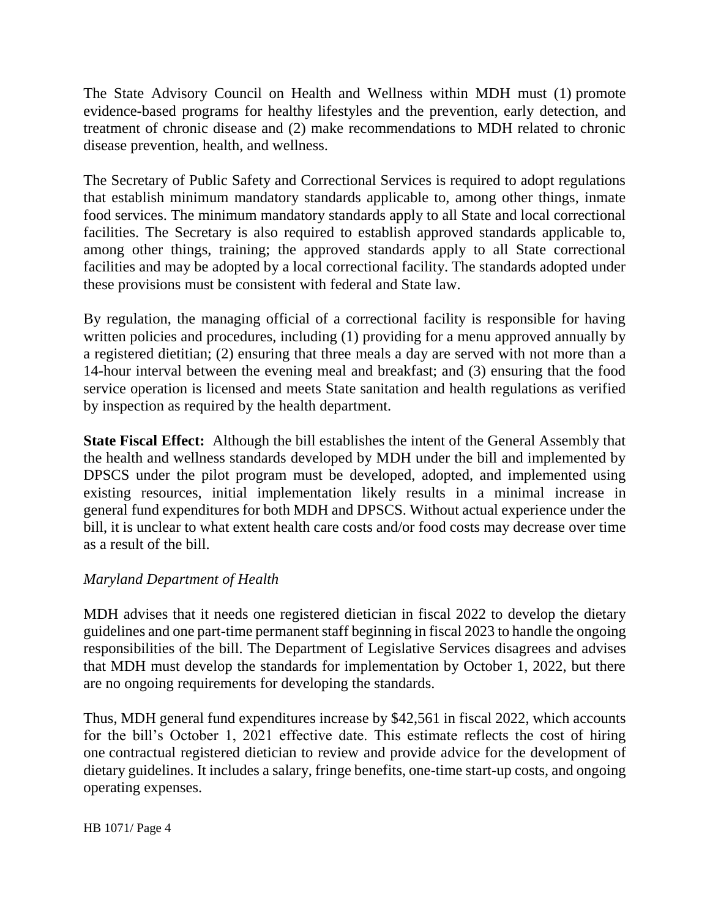The State Advisory Council on Health and Wellness within MDH must (1) promote evidence-based programs for healthy lifestyles and the prevention, early detection, and treatment of chronic disease and (2) make recommendations to MDH related to chronic disease prevention, health, and wellness.

The Secretary of Public Safety and Correctional Services is required to adopt regulations that establish minimum mandatory standards applicable to, among other things, inmate food services. The minimum mandatory standards apply to all State and local correctional facilities. The Secretary is also required to establish approved standards applicable to, among other things, training; the approved standards apply to all State correctional facilities and may be adopted by a local correctional facility. The standards adopted under these provisions must be consistent with federal and State law.

By regulation, the managing official of a correctional facility is responsible for having written policies and procedures, including (1) providing for a menu approved annually by a registered dietitian; (2) ensuring that three meals a day are served with not more than a 14-hour interval between the evening meal and breakfast; and (3) ensuring that the food service operation is licensed and meets State sanitation and health regulations as verified by inspection as required by the health department.

**State Fiscal Effect:** Although the bill establishes the intent of the General Assembly that the health and wellness standards developed by MDH under the bill and implemented by DPSCS under the pilot program must be developed, adopted, and implemented using existing resources, initial implementation likely results in a minimal increase in general fund expenditures for both MDH and DPSCS. Without actual experience under the bill, it is unclear to what extent health care costs and/or food costs may decrease over time as a result of the bill.

*Maryland Department of Health*

MDH advises that it needs one registered dietician in fiscal 2022 to develop the dietary guidelines and one part-time permanent staff beginning in fiscal 2023 to handle the ongoing responsibilities of the bill. The Department of Legislative Services disagrees and advises that MDH must develop the standards for implementation by October 1, 2022, but there are no ongoing requirements for developing the standards.

Thus, MDH general fund expenditures increase by $42,561 in fiscal 2022, which accounts for the bill's October 1, 2021 effective date. This estimate reflects the cost of hiring one contractual registered dietician to review and provide advice for the development of dietary guidelines. It includes a salary, fringe benefits, one-time start-up costs, and ongoing operating expenses.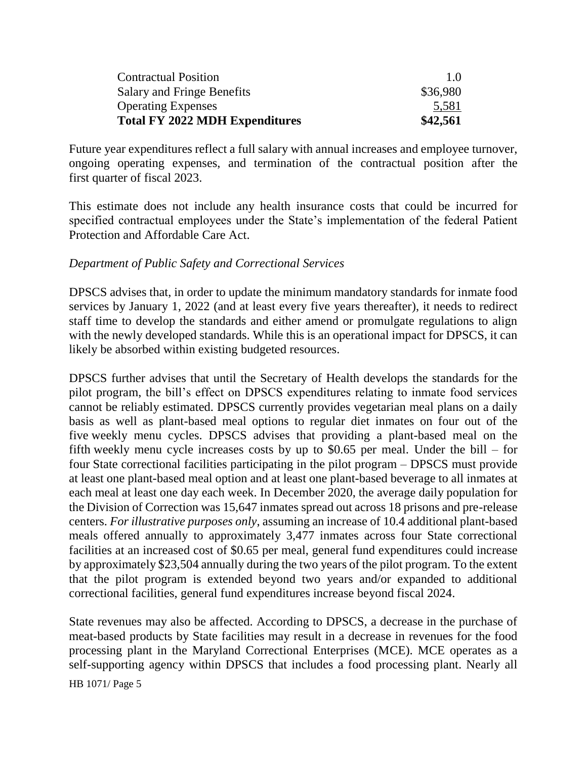| | |
|---|---|
| Contractual Position | 1.0 |
| Salary and Fringe Benefits | $36,980 |
| Operating Expenses | 5,581 |
| **Total FY 2022 MDH Expenditures** | **$42,561** |

Future year expenditures reflect a full salary with annual increases and employee turnover, ongoing operating expenses, and termination of the contractual position after the first quarter of fiscal 2023.

This estimate does not include any health insurance costs that could be incurred for specified contractual employees under the State's implementation of the federal Patient Protection and Affordable Care Act.

*Department of Public Safety and Correctional Services*

DPSCS advises that, in order to update the minimum mandatory standards for inmate food services by January 1, 2022 (and at least every five years thereafter), it needs to redirect staff time to develop the standards and either amend or promulgate regulations to align with the newly developed standards. While this is an operational impact for DPSCS, it can likely be absorbed within existing budgeted resources.

DPSCS further advises that until the Secretary of Health develops the standards for the pilot program, the bill's effect on DPSCS expenditures relating to inmate food services cannot be reliably estimated. DPSCS currently provides vegetarian meal plans on a daily basis as well as plant-based meal options to regular diet inmates on four out of the five weekly menu cycles. DPSCS advises that providing a plant-based meal on the fifth weekly menu cycle increases costs by up to $0.65 per meal. Under the bill – for four State correctional facilities participating in the pilot program – DPSCS must provide at least one plant-based meal option and at least one plant-based beverage to all inmates at each meal at least one day each week. In December 2020, the average daily population for the Division of Correction was 15,647 inmates spread out across 18 prisons and pre-release centers. *For illustrative purposes only*, assuming an increase of 10.4 additional plant-based meals offered annually to approximately 3,477 inmates across four State correctional facilities at an increased cost of $0.65 per meal, general fund expenditures could increase by approximately $23,504 annually during the two years of the pilot program. To the extent that the pilot program is extended beyond two years and/or expanded to additional correctional facilities, general fund expenditures increase beyond fiscal 2024.

State revenues may also be affected. According to DPSCS, a decrease in the purchase of meat-based products by State facilities may result in a decrease in revenues for the food processing plant in the Maryland Correctional Enterprises (MCE). MCE operates as a self-supporting agency within DPSCS that includes a food processing plant. Nearly all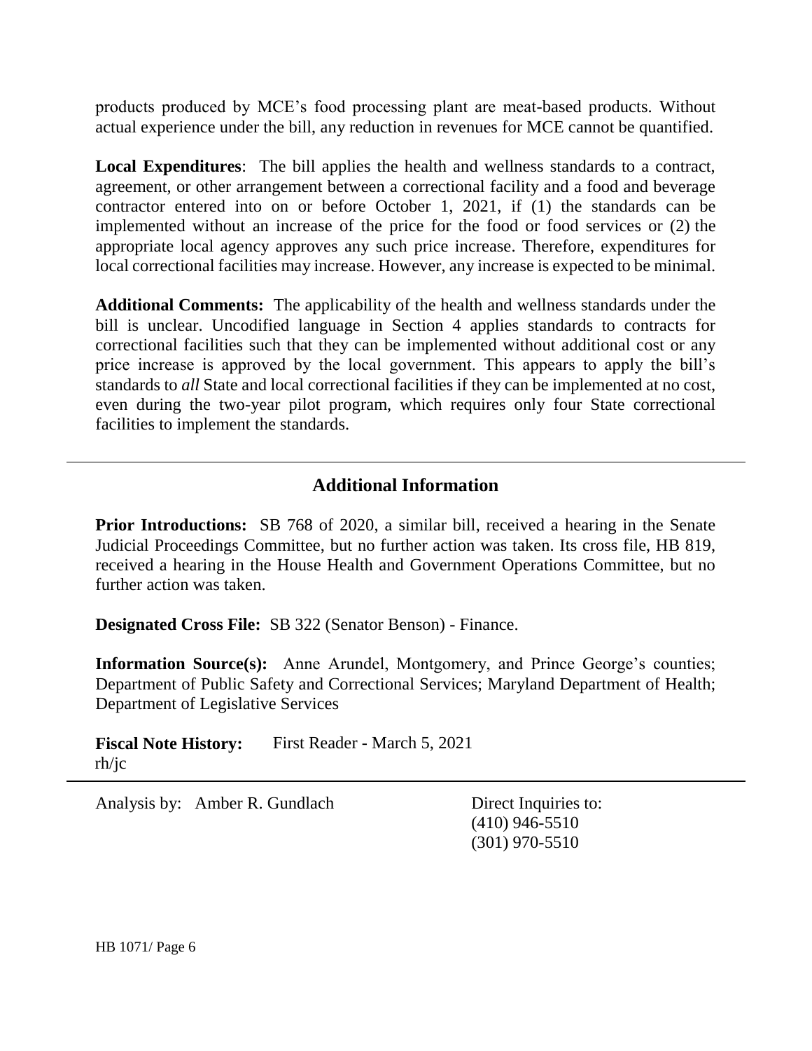products produced by MCE's food processing plant are meat-based products. Without actual experience under the bill, any reduction in revenues for MCE cannot be quantified.

**Local Expenditures**: The bill applies the health and wellness standards to a contract, agreement, or other arrangement between a correctional facility and a food and beverage contractor entered into on or before October 1, 2021, if (1) the standards can be implemented without an increase of the price for the food or food services or (2) the appropriate local agency approves any such price increase. Therefore, expenditures for local correctional facilities may increase. However, any increase is expected to be minimal.

**Additional Comments:** The applicability of the health and wellness standards under the bill is unclear. Uncodified language in Section 4 applies standards to contracts for correctional facilities such that they can be implemented without additional cost or any price increase is approved by the local government. This appears to apply the bill's standards to *all* State and local correctional facilities if they can be implemented at no cost, even during the two-year pilot program, which requires only four State correctional facilities to implement the standards.

## Additional Information

**Prior Introductions:** SB 768 of 2020, a similar bill, received a hearing in the Senate Judicial Proceedings Committee, but no further action was taken. Its cross file, HB 819, received a hearing in the House Health and Government Operations Committee, but no further action was taken.

**Designated Cross File:** SB 322 (Senator Benson) - Finance.

**Information Source(s):** Anne Arundel, Montgomery, and Prince George's counties; Department of Public Safety and Correctional Services; Maryland Department of Health; Department of Legislative Services

**Fiscal Note History:** First Reader - March 5, 2021
rh/jc

Analysis by: Amber R. Gundlach

Direct Inquiries to:
(410) 946-5510
(301) 970-5510